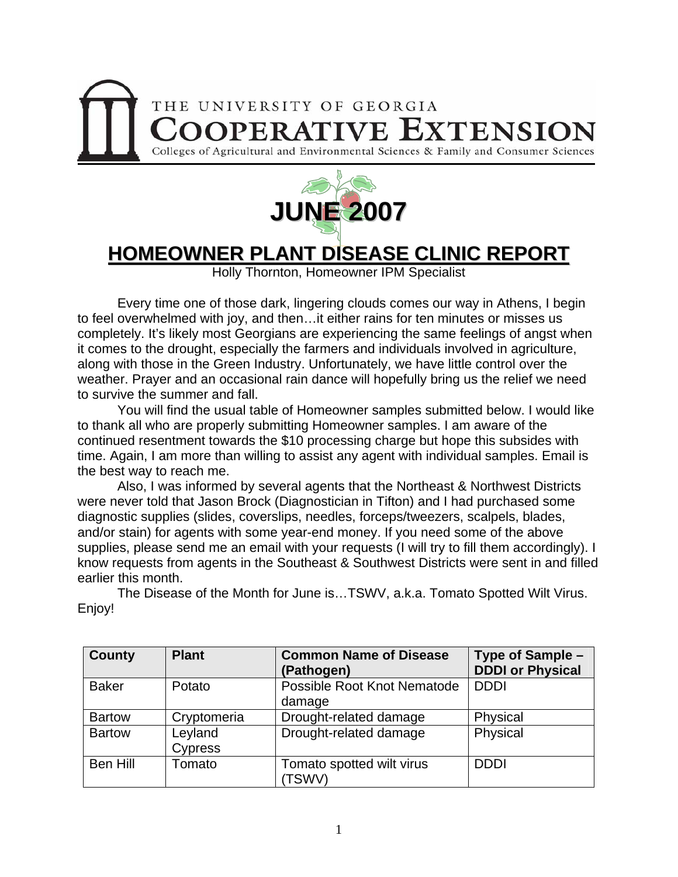THE UNIVERSITY OF GEORGIA

# COOPERATIVE EXTENSION

Colleges of Agricultural and Environmental Sciences & Family and Consumer Sciences

# JUNE 2007

# HOMEOWNER PLANT DISEASE CLINIC REPORT

Holly Thornton, Homeowner IPM Specialist

Every time one of those dark, lingering clouds comes our way in Athens, I begin to feel overwhelmed with joy, and then…it either rains for ten minutes or misses us completely. It's likely most Georgians are experiencing the same feelings of angst when it comes to the drought, especially the farmers and individuals involved in agriculture, along with those in the Green Industry. Unfortunately, we have little control over the weather. Prayer and an occasional rain dance will hopefully bring us the relief we need to survive the summer and fall.

You will find the usual table of Homeowner samples submitted below. I would like to thank all who are properly submitting Homeowner samples. I am aware of the continued resentment towards the $10 processing charge but hope this subsides with time. Again, I am more than willing to assist any agent with individual samples. Email is the best way to reach me.

Also, I was informed by several agents that the Northeast & Northwest Districts were never told that Jason Brock (Diagnostician in Tifton) and I had purchased some diagnostic supplies (slides, coverslips, needles, forceps/tweezers, scalpels, blades, and/or stain) for agents with some year-end money. If you need some of the above supplies, please send me an email with your requests (I will try to fill them accordingly). I know requests from agents in the Southeast & Southwest Districts were sent in and filled earlier this month.

The Disease of the Month for June is…TSWV, a.k.a. Tomato Spotted Wilt Virus. Enjoy!

| County | Plant | Common Name of Disease (Pathogen) | Type of Sample – DDDI or Physical |
|---|---|---|---|
| Baker | Potato | Possible Root Knot Nematode damage | DDDI |
| Bartow | Cryptomeria | Drought-related damage | Physical |
| Bartow | Leyland Cypress | Drought-related damage | Physical |
| Ben Hill | Tomato | Tomato spotted wilt virus (TSWV) | DDDI |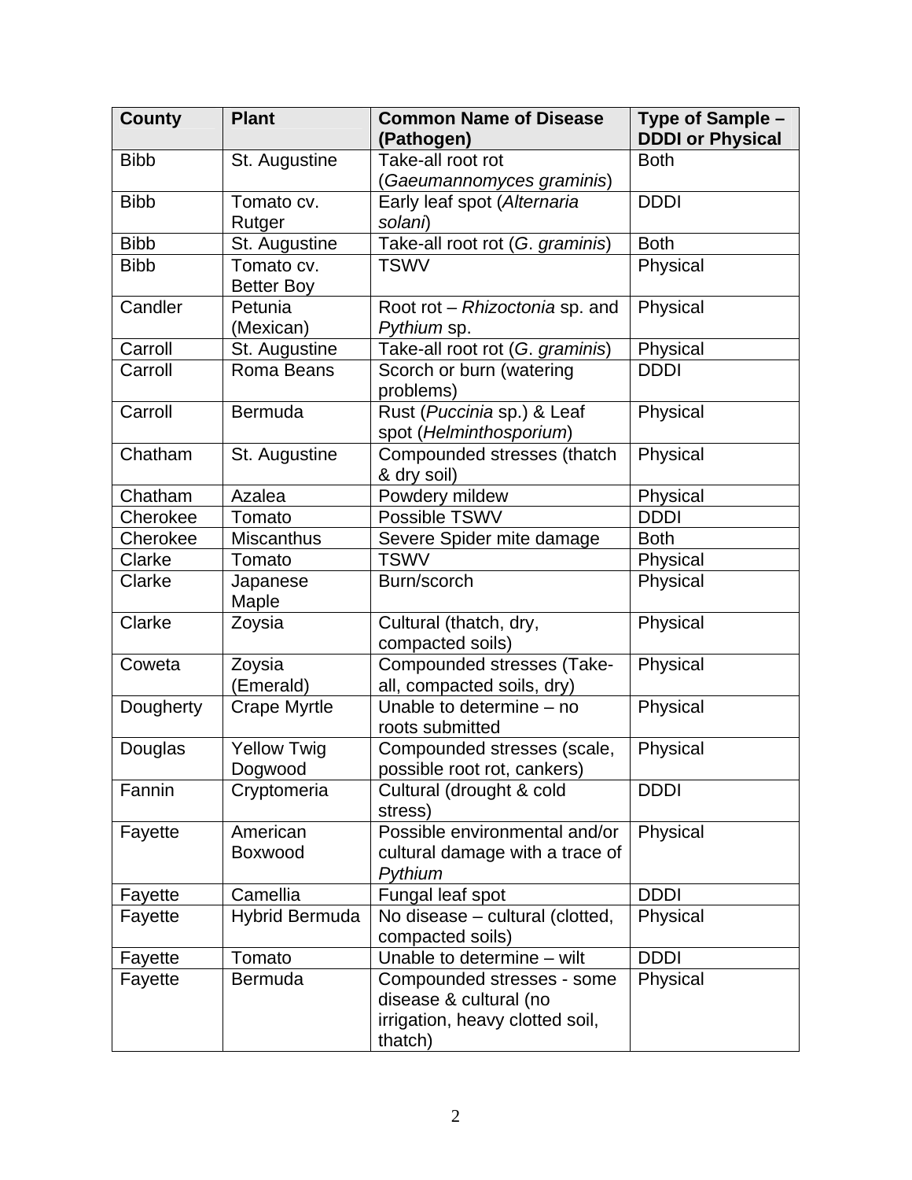| County | Plant | Common Name of Disease (Pathogen) | Type of Sample – DDDI or Physical |
|---|---|---|---|
| Bibb | St. Augustine | Take-all root rot (*Gaeumannomyces graminis*) | Both |
| Bibb | Tomato cv. Rutger | Early leaf spot (*Alternaria solani*) | DDDI |
| Bibb | St. Augustine | Take-all root rot (*G. graminis*) | Both |
| Bibb | Tomato cv. Better Boy | TSWV | Physical |
| Candler | Petunia (Mexican) | Root rot – *Rhizoctonia* sp. and *Pythium* sp. | Physical |
| Carroll | St. Augustine | Take-all root rot (*G. graminis*) | Physical |
| Carroll | Roma Beans | Scorch or burn (watering problems) | DDDI |
| Carroll | Bermuda | Rust (*Puccinia* sp.) & Leaf spot (*Helminthosporium*) | Physical |
| Chatham | St. Augustine | Compounded stresses (thatch & dry soil) | Physical |
| Chatham | Azalea | Powdery mildew | Physical |
| Cherokee | Tomato | Possible TSWV | DDDI |
| Cherokee | Miscanthus | Severe Spider mite damage | Both |
| Clarke | Tomato | TSWV | Physical |
| Clarke | Japanese Maple | Burn/scorch | Physical |
| Clarke | Zoysia | Cultural (thatch, dry, compacted soils) | Physical |
| Coweta | Zoysia (Emerald) | Compounded stresses (Take-all, compacted soils, dry) | Physical |
| Dougherty | Crape Myrtle | Unable to determine – no roots submitted | Physical |
| Douglas | Yellow Twig Dogwood | Compounded stresses (scale, possible root rot, cankers) | Physical |
| Fannin | Cryptomeria | Cultural (drought & cold stress) | DDDI |
| Fayette | American Boxwood | Possible environmental and/or cultural damage with a trace of *Pythium* | Physical |
| Fayette | Camellia | Fungal leaf spot | DDDI |
| Fayette | Hybrid Bermuda | No disease – cultural (clotted, compacted soils) | Physical |
| Fayette | Tomato | Unable to determine – wilt | DDDI |
| Fayette | Bermuda | Compounded stresses - some disease & cultural (no irrigation, heavy clotted soil, thatch) | Physical |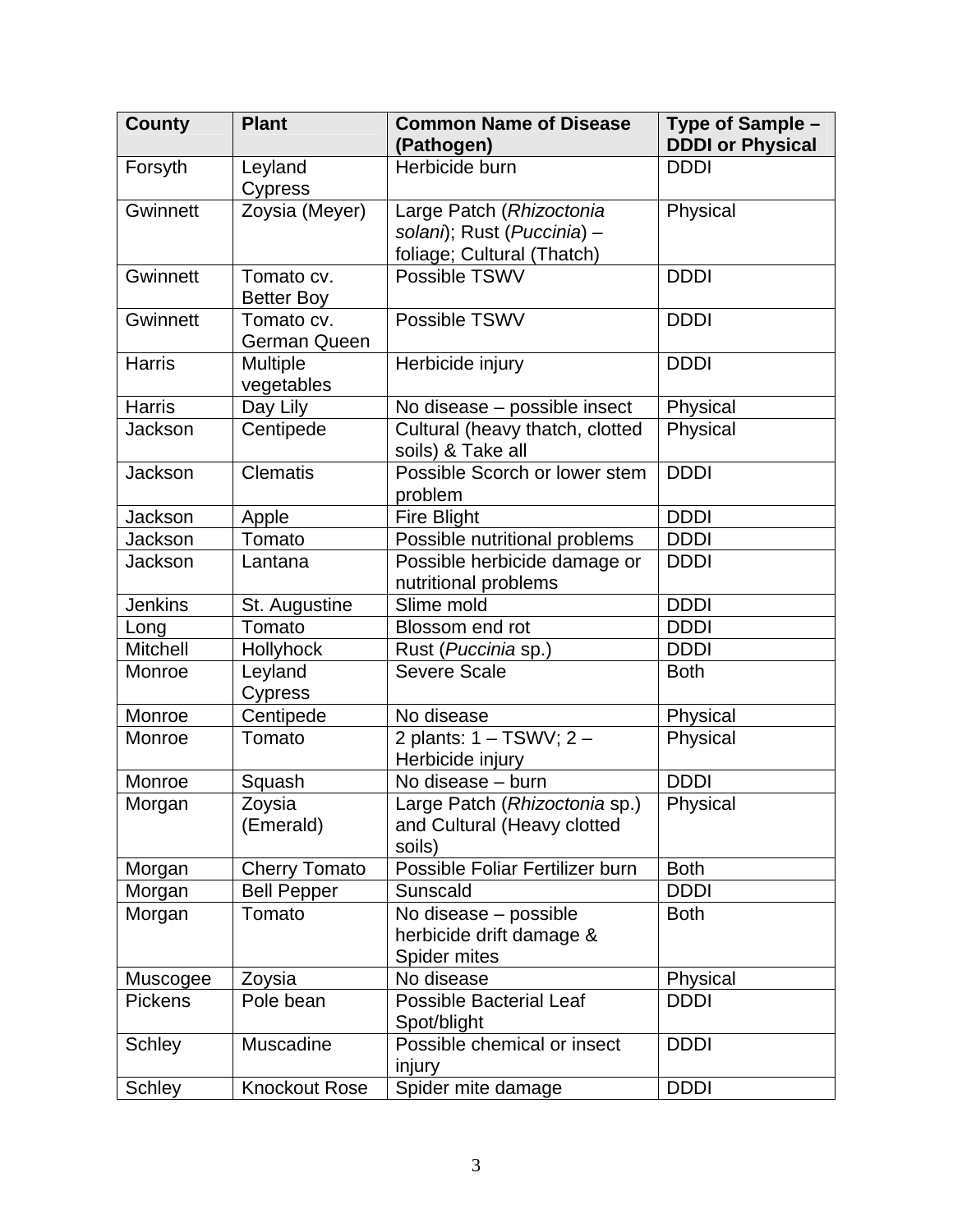| County | Plant | Common Name of Disease (Pathogen) | Type of Sample – DDDI or Physical |
|---|---|---|---|
| Forsyth | Leyland Cypress | Herbicide burn | DDDI |
| Gwinnett | Zoysia (Meyer) | Large Patch (*Rhizoctonia solani*); Rust (*Puccinia*) – foliage; Cultural (Thatch) | Physical |
| Gwinnett | Tomato cv. Better Boy | Possible TSWV | DDDI |
| Gwinnett | Tomato cv. German Queen | Possible TSWV | DDDI |
| Harris | Multiple vegetables | Herbicide injury | DDDI |
| Harris | Day Lily | No disease – possible insect | Physical |
| Jackson | Centipede | Cultural (heavy thatch, clotted soils) & Take all | Physical |
| Jackson | Clematis | Possible Scorch or lower stem problem | DDDI |
| Jackson | Apple | Fire Blight | DDDI |
| Jackson | Tomato | Possible nutritional problems | DDDI |
| Jackson | Lantana | Possible herbicide damage or nutritional problems | DDDI |
| Jenkins | St. Augustine | Slime mold | DDDI |
| Long | Tomato | Blossom end rot | DDDI |
| Mitchell | Hollyhock | Rust (*Puccinia* sp.) | DDDI |
| Monroe | Leyland Cypress | Severe Scale | Both |
| Monroe | Centipede | No disease | Physical |
| Monroe | Tomato | 2 plants: 1 – TSWV; 2 – Herbicide injury | Physical |
| Monroe | Squash | No disease – burn | DDDI |
| Morgan | Zoysia (Emerald) | Large Patch (*Rhizoctonia* sp.) and Cultural (Heavy clotted soils) | Physical |
| Morgan | Cherry Tomato | Possible Foliar Fertilizer burn | Both |
| Morgan | Bell Pepper | Sunscald | DDDI |
| Morgan | Tomato | No disease – possible herbicide drift damage & Spider mites | Both |
| Muscogee | Zoysia | No disease | Physical |
| Pickens | Pole bean | Possible Bacterial Leaf Spot/blight | DDDI |
| Schley | Muscadine | Possible chemical or insect injury | DDDI |
| Schley | Knockout Rose | Spider mite damage | DDDI |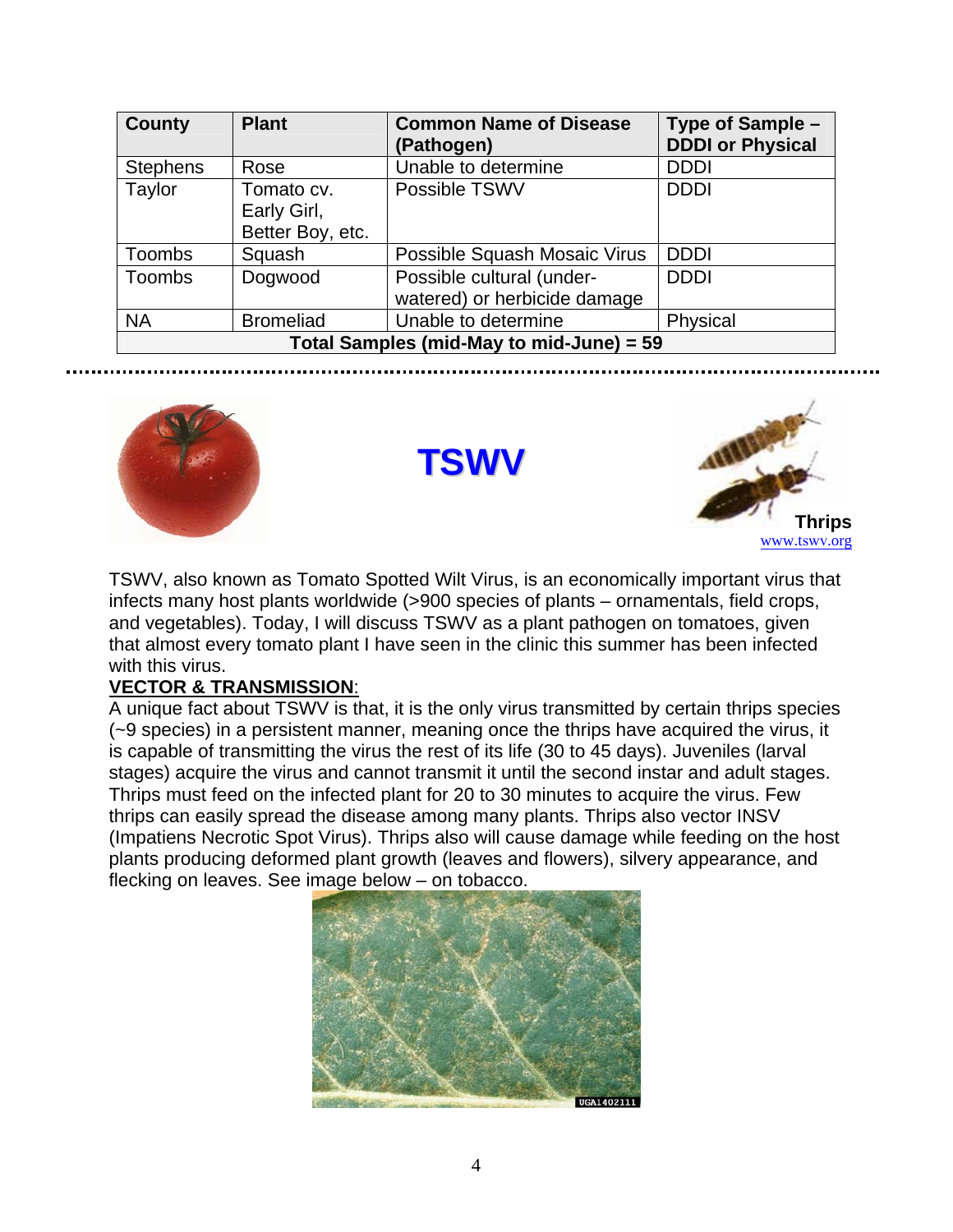| County | Plant | Common Name of Disease (Pathogen) | Type of Sample – DDDI or Physical |
| --- | --- | --- | --- |
| Stephens | Rose | Unable to determine | DDDI |
| Taylor | Tomato cv. Early Girl, Better Boy, etc. | Possible TSWV | DDDI |
| Toombs | Squash | Possible Squash Mosaic Virus | DDDI |
| Toombs | Dogwood | Possible cultural (under-watered) or herbicide damage | DDDI |
| NA | Bromeliad | Unable to determine | Physical |
| **Total Samples (mid-May to mid-June) = 59** | | | |

# TSWV

**Thrips**
www.tswv.org

TSWV, also known as Tomato Spotted Wilt Virus, is an economically important virus that infects many host plants worldwide (>900 species of plants – ornamentals, field crops, and vegetables). Today, I will discuss TSWV as a plant pathogen on tomatoes, given that almost every tomato plant I have seen in the clinic this summer has been infected with this virus.

**VECTOR & TRANSMISSION**:

A unique fact about TSWV is that, it is the only virus transmitted by certain thrips species (~9 species) in a persistent manner, meaning once the thrips have acquired the virus, it is capable of transmitting the virus the rest of its life (30 to 45 days). Juveniles (larval stages) acquire the virus and cannot transmit it until the second instar and adult stages. Thrips must feed on the infected plant for 20 to 30 minutes to acquire the virus. Few thrips can easily spread the disease among many plants. Thrips also vector INSV (Impatiens Necrotic Spot Virus). Thrips also will cause damage while feeding on the host plants producing deformed plant growth (leaves and flowers), silvery appearance, and flecking on leaves. See image below – on tobacco.

UGA1402111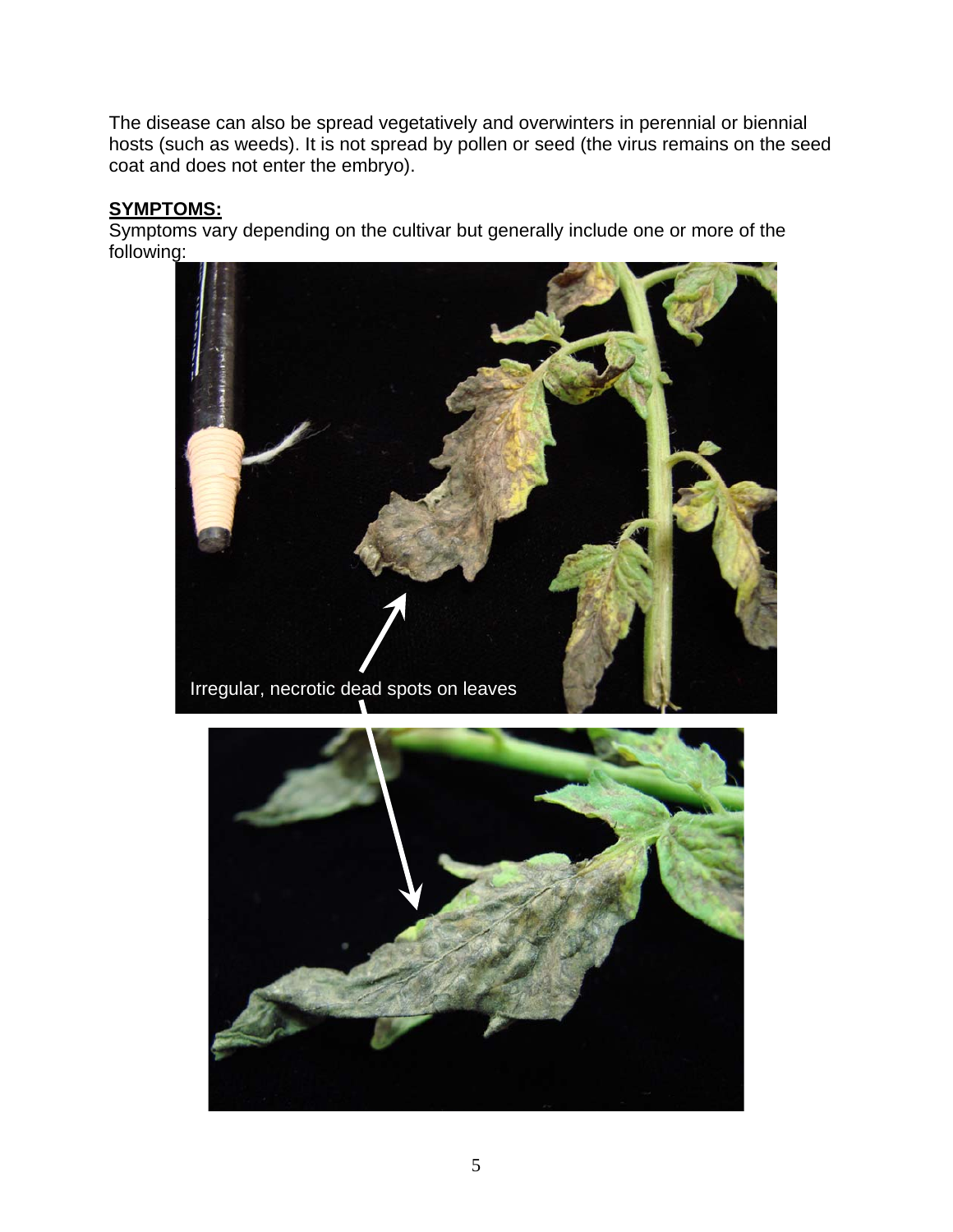The disease can also be spread vegetatively and overwinters in perennial or biennial hosts (such as weeds). It is not spread by pollen or seed (the virus remains on the seed coat and does not enter the embryo).

**SYMPTOMS:**

Symptoms vary depending on the cultivar but generally include one or more of the following:

Irregular, necrotic dead spots on leaves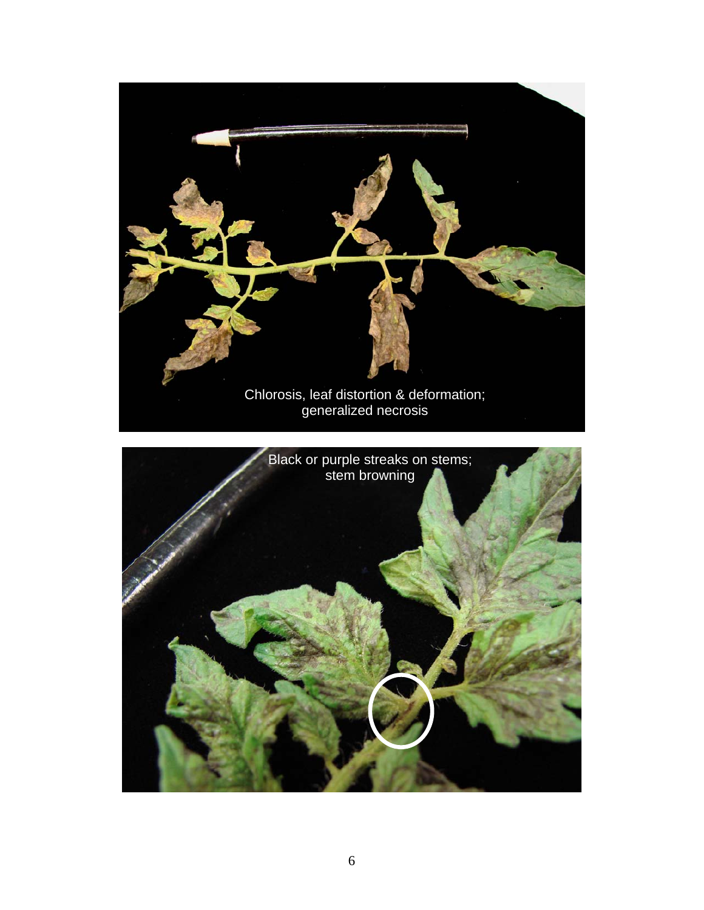Chlorosis, leaf distortion & deformation; generalized necrosis

Black or purple streaks on stems; stem browning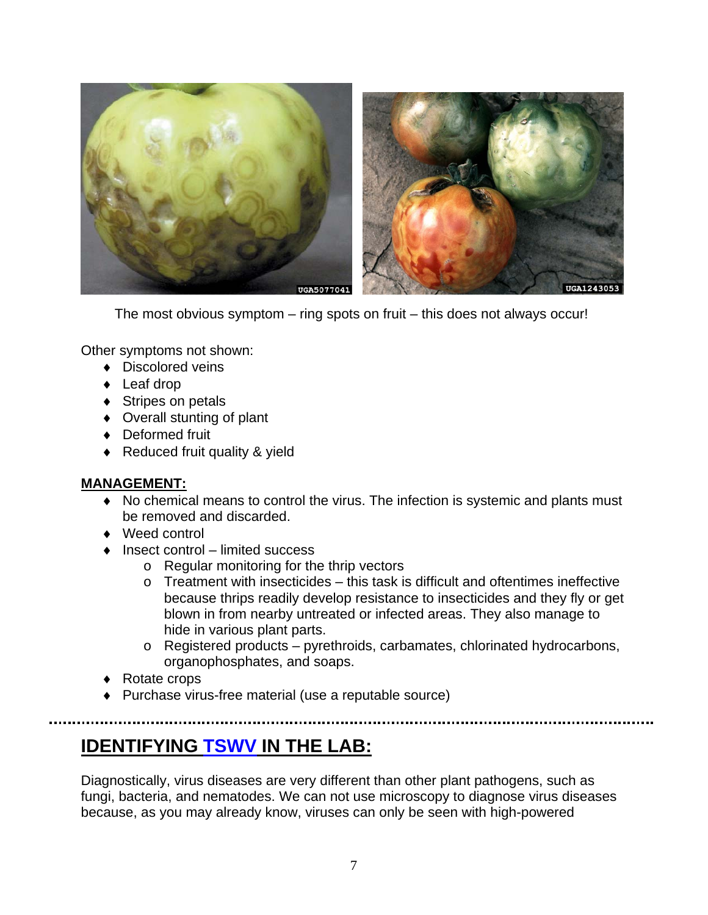The most obvious symptom – ring spots on fruit – this does not always occur!

Other symptoms not shown:

- Discolored veins
- Leaf drop
- Stripes on petals
- Overall stunting of plant
- Deformed fruit
- Reduced fruit quality & yield

**MANAGEMENT:**

- No chemical means to control the virus. The infection is systemic and plants must be removed and discarded.
- Weed control
- Insect control – limited success
  - Regular monitoring for the thrip vectors
  - Treatment with insecticides – this task is difficult and oftentimes ineffective because thrips readily develop resistance to insecticides and they fly or get blown in from nearby untreated or infected areas. They also manage to hide in various plant parts.
  - Registered products – pyrethroids, carbamates, chlorinated hydrocarbons, organophosphates, and soaps.
- Rotate crops
- Purchase virus-free material (use a reputable source)

## IDENTIFYING TSWV IN THE LAB:

Diagnostically, virus diseases are very different than other plant pathogens, such as fungi, bacteria, and nematodes. We can not use microscopy to diagnose virus diseases because, as you may already know, viruses can only be seen with high-powered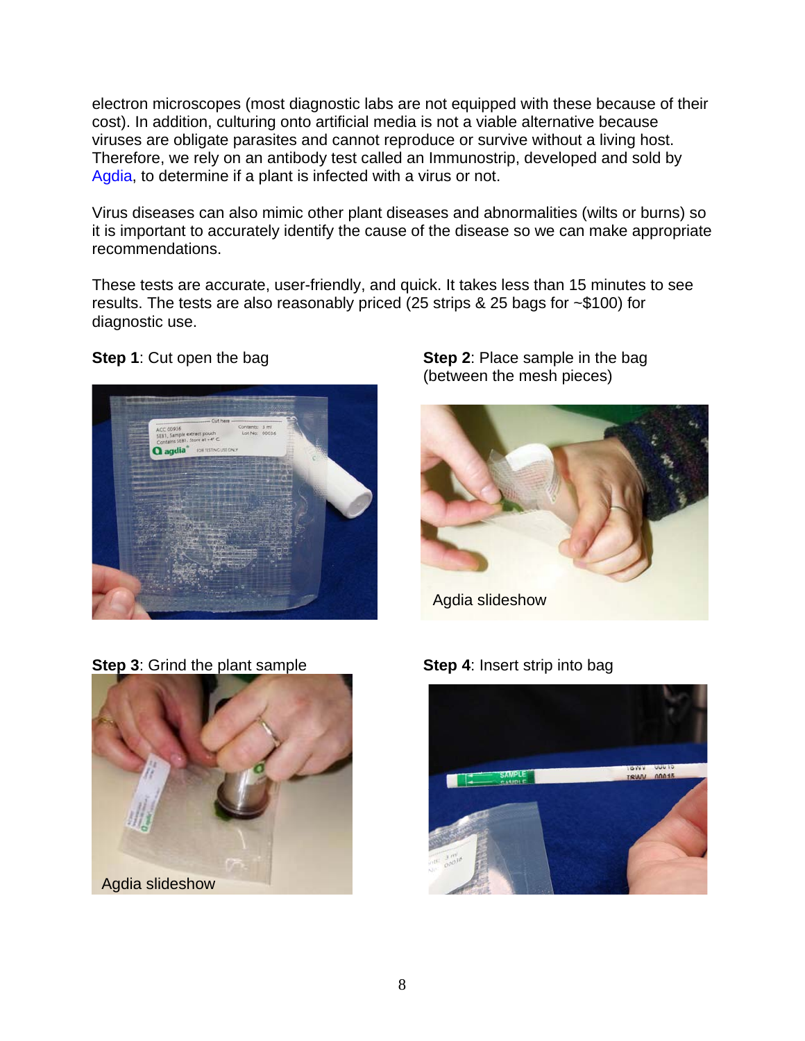electron microscopes (most diagnostic labs are not equipped with these because of their cost). In addition, culturing onto artificial media is not a viable alternative because viruses are obligate parasites and cannot reproduce or survive without a living host. Therefore, we rely on an antibody test called an Immunostrip, developed and sold by Agdia, to determine if a plant is infected with a virus or not.

Virus diseases can also mimic other plant diseases and abnormalities (wilts or burns) so it is important to accurately identify the cause of the disease so we can make appropriate recommendations.

These tests are accurate, user-friendly, and quick. It takes less than 15 minutes to see results. The tests are also reasonably priced (25 strips & 25 bags for ~$100) for diagnostic use.

**Step 1**: Cut open the bag

**Step 2**: Place sample in the bag (between the mesh pieces)

Agdia slideshow

**Step 3**: Grind the plant sample

Agdia slideshow

**Step 4**: Insert strip into bag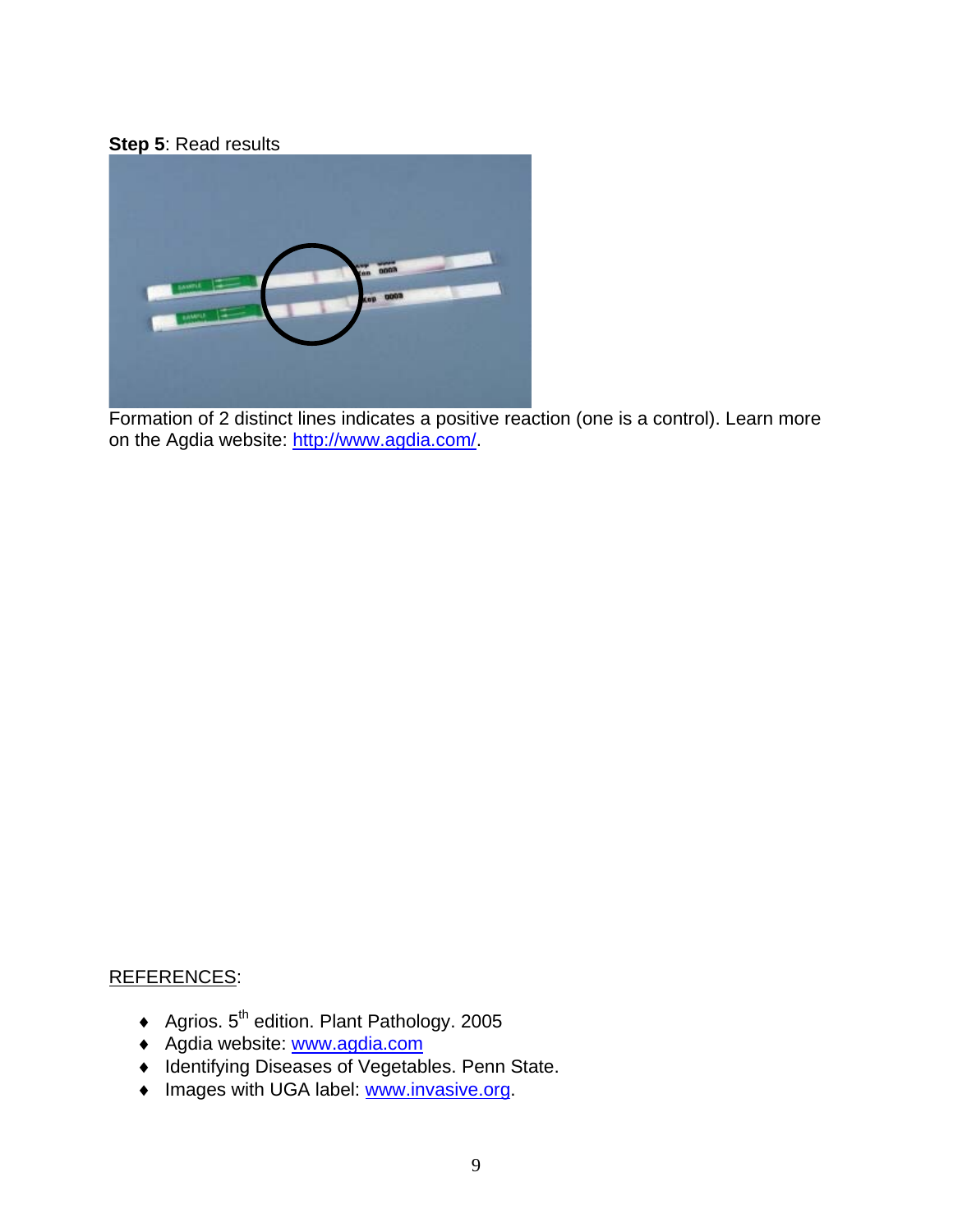**Step 5**: Read results

Formation of 2 distinct lines indicates a positive reaction (one is a control). Learn more on the Agdia website: http://www.agdia.com/.

REFERENCES:

- Agrios. 5th edition. Plant Pathology. 2005
- Agdia website: www.agdia.com
- Identifying Diseases of Vegetables. Penn State.
- Images with UGA label: www.invasive.org.